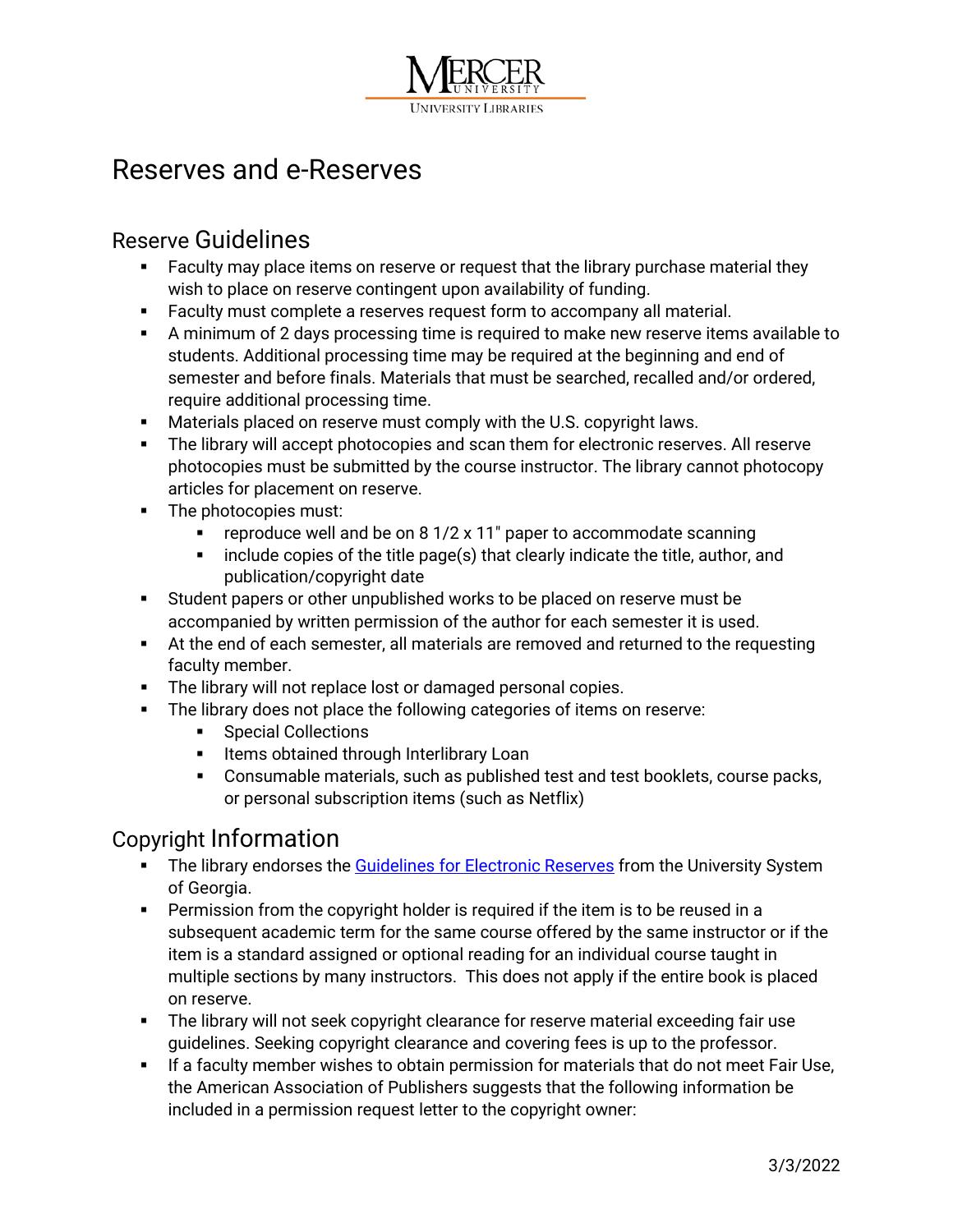# Reserves and e-Reserves

## Reserve Guidelines

- Faculty may place items on reserve or request that the library purchase material they wish to place on reserve contingent upon availability of funding.
- Faculty must complete a reserves request form to accompany all material.
- A minimum of 2 days processing time is required to make new reserve items available to students. Additional processing time may be required at the beginning and end of semester and before finals. Materials that must be searched, recalled and/or ordered, require additional processing time.
- Materials placed on reserve must comply with the U.S. copyright laws.
- The library will accept photocopies and scan them for electronic reserves. All reserve photocopies must be submitted by the course instructor. The library cannot photocopy articles for placement on reserve.
- The photocopies must:
  - reproduce well and be on 8 1/2 x 11" paper to accommodate scanning
  - include copies of the title page(s) that clearly indicate the title, author, and publication/copyright date
- Student papers or other unpublished works to be placed on reserve must be accompanied by written permission of the author for each semester it is used.
- At the end of each semester, all materials are removed and returned to the requesting faculty member.
- The library will not replace lost or damaged personal copies.
- The library does not place the following categories of items on reserve:
  - Special Collections
  - Items obtained through Interlibrary Loan
  - Consumable materials, such as published test and test booklets, course packs, or personal subscription items (such as Netflix)

## Copyright Information

- The library endorses the Guidelines for Electronic Reserves from the University System of Georgia.
- Permission from the copyright holder is required if the item is to be reused in a subsequent academic term for the same course offered by the same instructor or if the item is a standard assigned or optional reading for an individual course taught in multiple sections by many instructors. This does not apply if the entire book is placed on reserve.
- The library will not seek copyright clearance for reserve material exceeding fair use guidelines. Seeking copyright clearance and covering fees is up to the professor.
- If a faculty member wishes to obtain permission for materials that do not meet Fair Use, the American Association of Publishers suggests that the following information be included in a permission request letter to the copyright owner: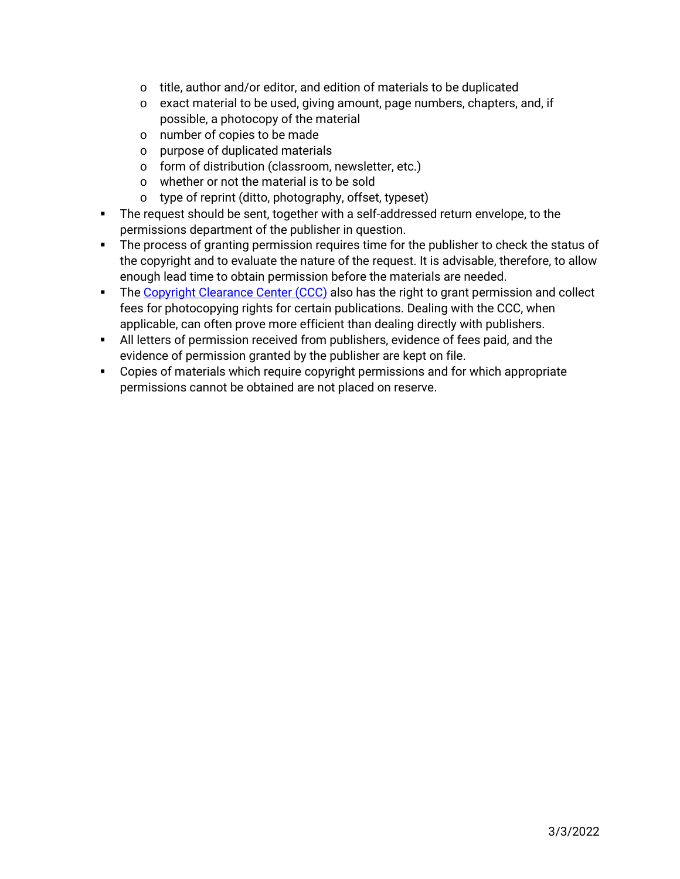- title, author and/or editor, and edition of materials to be duplicated
    - exact material to be used, giving amount, page numbers, chapters, and, if possible, a photocopy of the material
    - number of copies to be made
    - purpose of duplicated materials
    - form of distribution (classroom, newsletter, etc.)
    - whether or not the material is to be sold
    - type of reprint (ditto, photography, offset, typeset)
- The request should be sent, together with a self-addressed return envelope, to the permissions department of the publisher in question.
- The process of granting permission requires time for the publisher to check the status of the copyright and to evaluate the nature of the request. It is advisable, therefore, to allow enough lead time to obtain permission before the materials are needed.
- The Copyright Clearance Center (CCC) also has the right to grant permission and collect fees for photocopying rights for certain publications. Dealing with the CCC, when applicable, can often prove more efficient than dealing directly with publishers.
- All letters of permission received from publishers, evidence of fees paid, and the evidence of permission granted by the publisher are kept on file.
- Copies of materials which require copyright permissions and for which appropriate permissions cannot be obtained are not placed on reserve.

3/3/2022